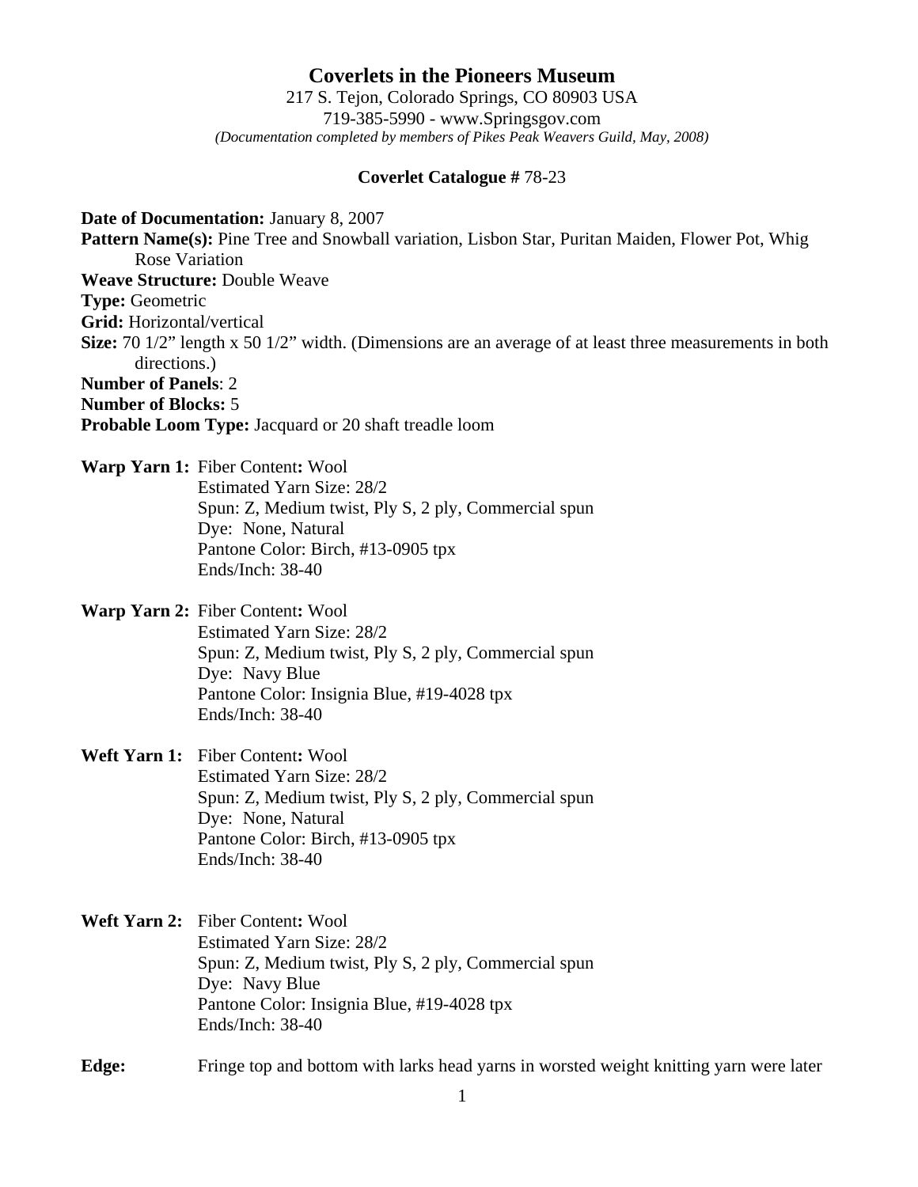# Coverlets in the Pioneers Museum

217 S. Tejon, Colorado Springs, CO 80903 USA
719-385-5990 - www.Springsgov.com
*(Documentation completed by members of Pikes Peak Weavers Guild, May, 2008)*

**Coverlet Catalogue #** 78-23

**Date of Documentation:** January 8, 2007
**Pattern Name(s):** Pine Tree and Snowball variation, Lisbon Star, Puritan Maiden, Flower Pot, Whig Rose Variation
**Weave Structure:** Double Weave
**Type:** Geometric
**Grid:** Horizontal/vertical
**Size:** 70 1/2" length x 50 1/2" width. (Dimensions are an average of at least three measurements in both directions.)
**Number of Panels**: 2
**Number of Blocks:** 5
**Probable Loom Type:** Jacquard or 20 shaft treadle loom

**Warp Yarn 1:** Fiber Content**:** Wool
Estimated Yarn Size: 28/2
Spun: Z, Medium twist, Ply S, 2 ply, Commercial spun
Dye: None, Natural
Pantone Color: Birch, #13-0905 tpx
Ends/Inch: 38-40

**Warp Yarn 2:** Fiber Content**:** Wool
Estimated Yarn Size: 28/2
Spun: Z, Medium twist, Ply S, 2 ply, Commercial spun
Dye: Navy Blue
Pantone Color: Insignia Blue, #19-4028 tpx
Ends/Inch: 38-40

**Weft Yarn 1:** Fiber Content**:** Wool
Estimated Yarn Size: 28/2
Spun: Z, Medium twist, Ply S, 2 ply, Commercial spun
Dye: None, Natural
Pantone Color: Birch, #13-0905 tpx
Ends/Inch: 38-40

**Weft Yarn 2:** Fiber Content**:** Wool
Estimated Yarn Size: 28/2
Spun: Z, Medium twist, Ply S, 2 ply, Commercial spun
Dye: Navy Blue
Pantone Color: Insignia Blue, #19-4028 tpx
Ends/Inch: 38-40

**Edge:** Fringe top and bottom with larks head yarns in worsted weight knitting yarn were later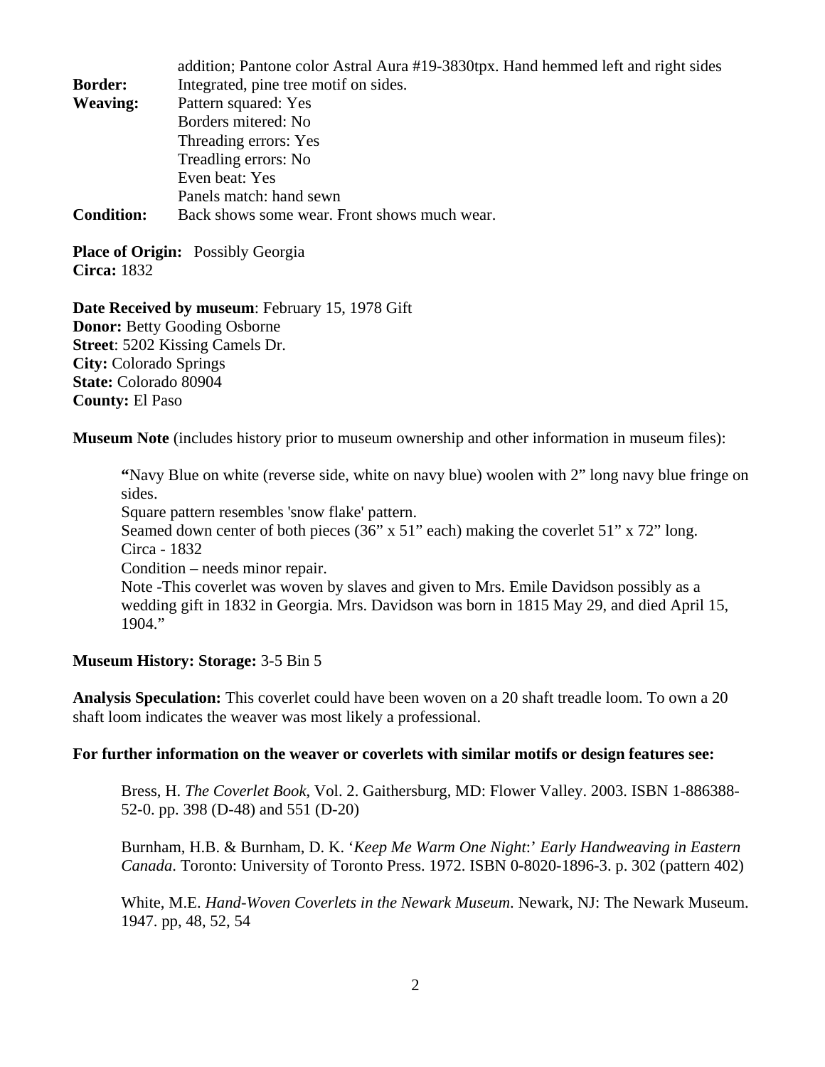addition; Pantone color Astral Aura #19-3830tpx. Hand hemmed left and right sides

**Border:** Integrated, pine tree motif on sides.

**Weaving:** Pattern squared: Yes
Borders mitered: No
Threading errors: Yes
Treadling errors: No
Even beat: Yes
Panels match: hand sewn

**Condition:** Back shows some wear. Front shows much wear.

**Place of Origin:** Possibly Georgia
**Circa:** 1832

**Date Received by museum**: February 15, 1978 Gift
**Donor:** Betty Gooding Osborne
**Street**: 5202 Kissing Camels Dr.
**City:** Colorado Springs
**State:** Colorado 80904
**County:** El Paso

**Museum Note** (includes history prior to museum ownership and other information in museum files):

> **"**Navy Blue on white (reverse side, white on navy blue) woolen with 2" long navy blue fringe on sides.
> Square pattern resembles 'snow flake' pattern.
> Seamed down center of both pieces (36" x 51" each) making the coverlet 51" x 72" long.
> Circa - 1832
> Condition – needs minor repair.
> Note -This coverlet was woven by slaves and given to Mrs. Emile Davidson possibly as a wedding gift in 1832 in Georgia. Mrs. Davidson was born in 1815 May 29, and died April 15, 1904."

**Museum History: Storage:** 3-5 Bin 5

**Analysis Speculation:** This coverlet could have been woven on a 20 shaft treadle loom. To own a 20 shaft loom indicates the weaver was most likely a professional.

**For further information on the weaver or coverlets with similar motifs or design features see:**

Bress, H. *The Coverlet Book*, Vol. 2. Gaithersburg, MD: Flower Valley. 2003. ISBN 1-886388-52-0. pp. 398 (D-48) and 551 (D-20)

Burnham, H.B. & Burnham, D. K. '*Keep Me Warm One Night*:' *Early Handweaving in Eastern Canada*. Toronto: University of Toronto Press. 1972. ISBN 0-8020-1896-3. p. 302 (pattern 402)

White, M.E. *Hand-Woven Coverlets in the Newark Museum*. Newark, NJ: The Newark Museum. 1947. pp, 48, 52, 54